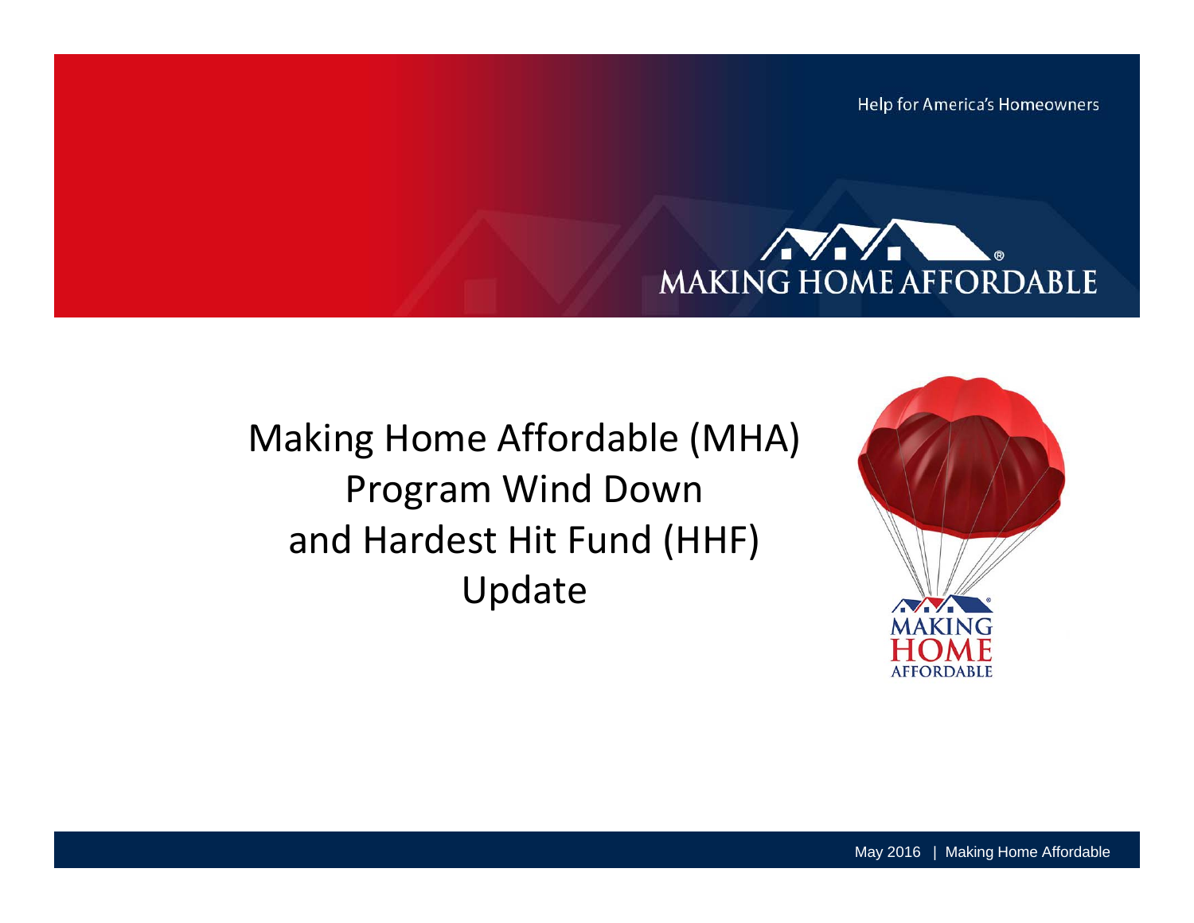Help for America's Homeowners

MAKING HOME AFFORDABLE

# Making Home Affordable (MHA) Program Wind Down and Hardest Hit Fund (HHF) Update

May 2016 | Making Home Affordable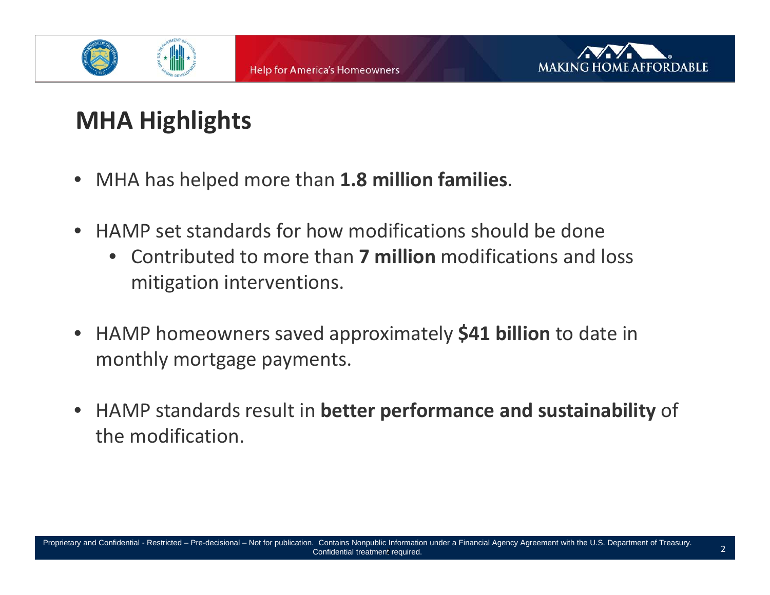# MHA Highlights

- MHA has helped more than **1.8 million families**.
- HAMP set standards for how modifications should be done
  - Contributed to more than **7 million** modifications and loss mitigation interventions.
- HAMP homeowners saved approximately **$41 billion** to date in monthly mortgage payments.
- HAMP standards result in **better performance and sustainability** of the modification.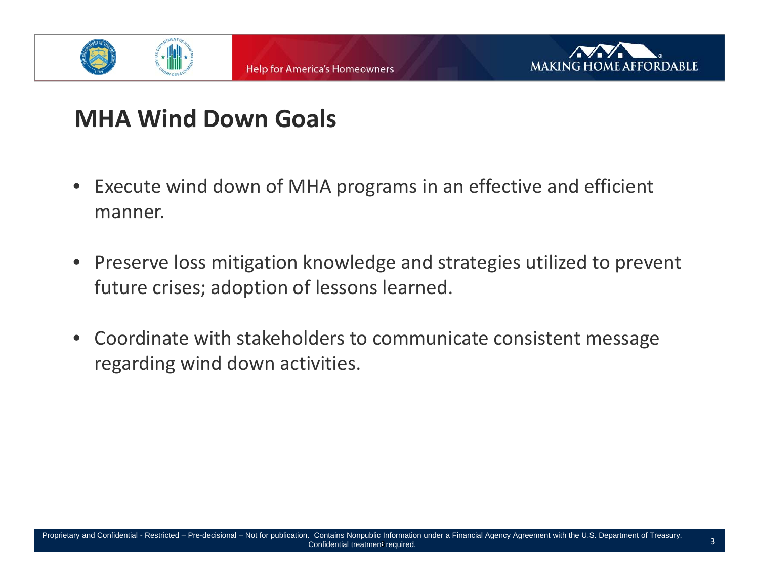## MHA Wind Down Goals

- Execute wind down of MHA programs in an effective and efficient manner.
- Preserve loss mitigation knowledge and strategies utilized to prevent future crises; adoption of lessons learned.
- Coordinate with stakeholders to communicate consistent message regarding wind down activities.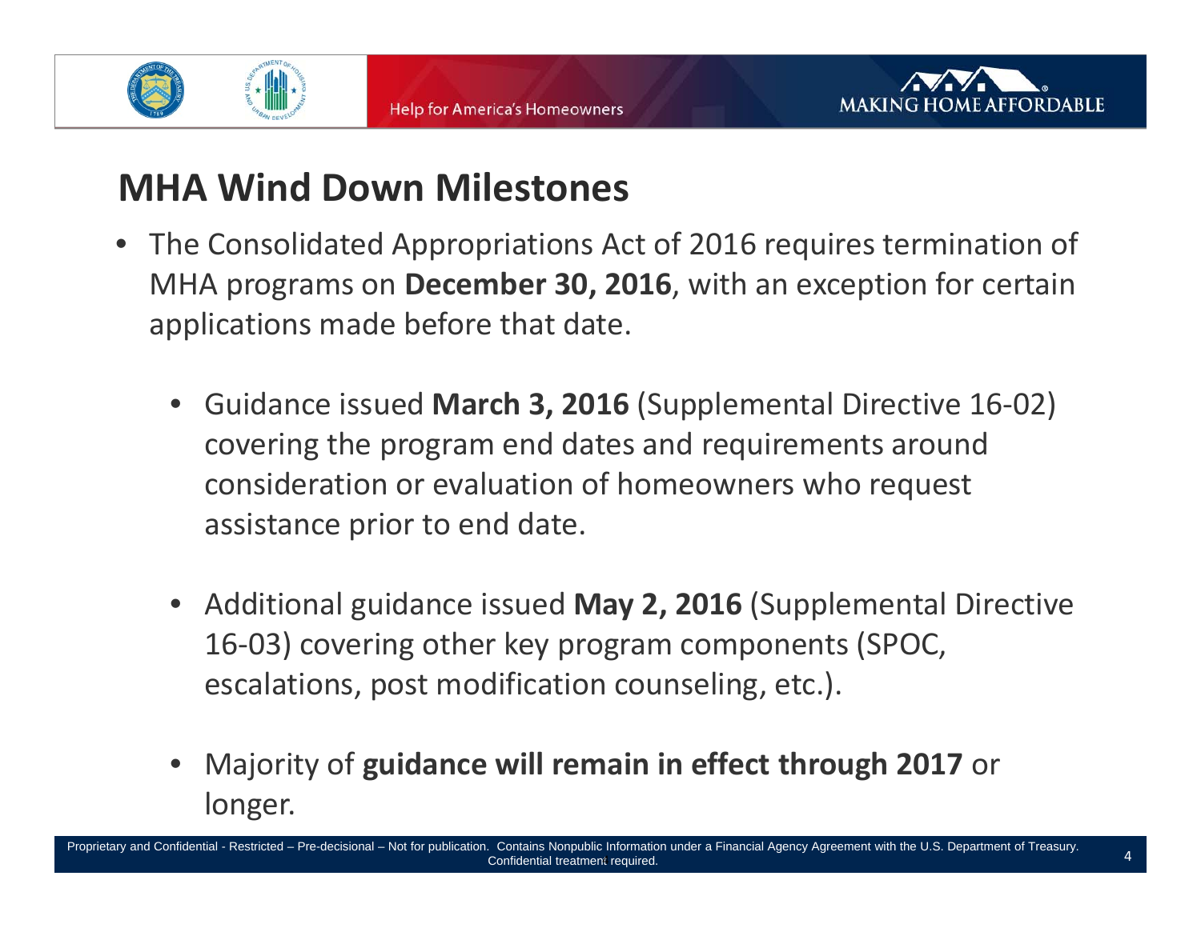## MHA Wind Down Milestones

- The Consolidated Appropriations Act of 2016 requires termination of MHA programs on **December 30, 2016**, with an exception for certain applications made before that date.
  - Guidance issued **March 3, 2016** (Supplemental Directive 16-02) covering the program end dates and requirements around consideration or evaluation of homeowners who request assistance prior to end date.
  - Additional guidance issued **May 2, 2016** (Supplemental Directive 16-03) covering other key program components (SPOC, escalations, post modification counseling, etc.).
  - Majority of **guidance will remain in effect through 2017** or longer.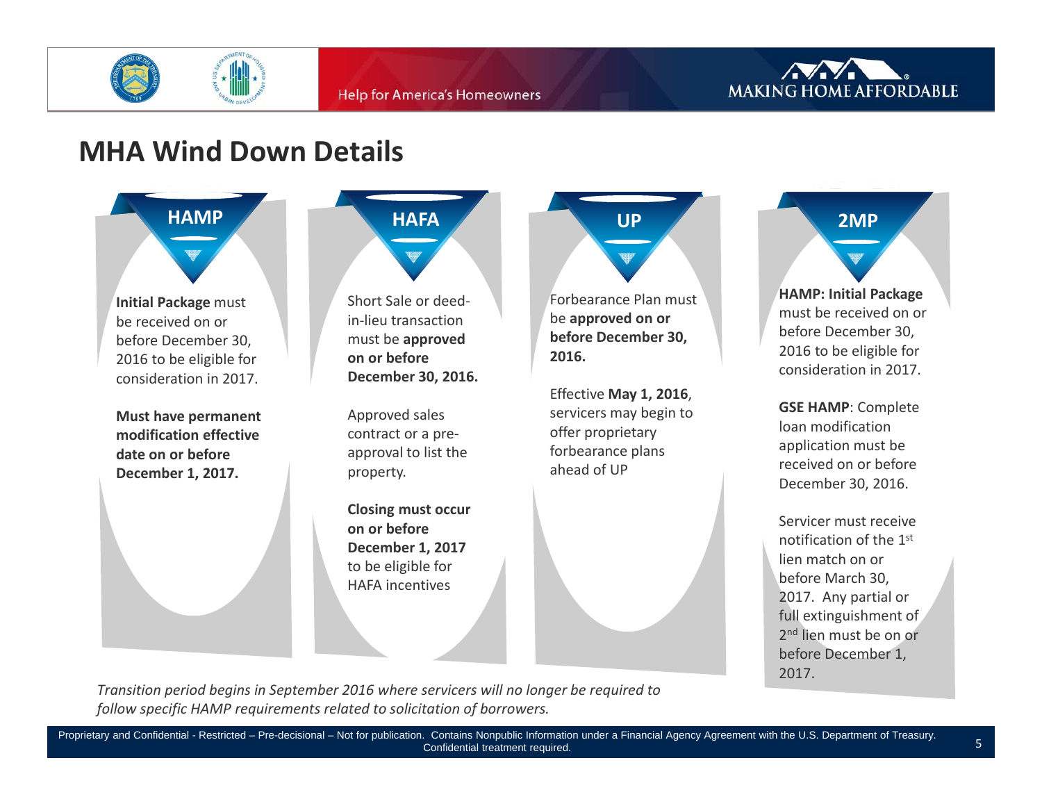## MHA Wind Down Details

### HAMP

**Initial Package** must be received on or before December 30, 2016 to be eligible for consideration in 2017.

**Must have permanent modification effective date on or before December 1, 2017.**

### HAFA

Short Sale or deed-in-lieu transaction must be **approved on or before December 30, 2016.**

Approved sales contract or a pre-approval to list the property.

**Closing must occur on or before December 1, 2017** to be eligible for HAFA incentives

### UP

Forbearance Plan must be **approved on or before December 30, 2016.**

Effective **May 1, 2016**, servicers may begin to offer proprietary forbearance plans ahead of UP

### 2MP

**HAMP: Initial Package** must be received on or before December 30, 2016 to be eligible for consideration in 2017.

**GSE HAMP**: Complete loan modification application must be received on or before December 30, 2016.

Servicer must receive notification of the 1st lien match on or before March 30, 2017. Any partial or full extinguishment of 2nd lien must be on or before December 1, 2017.

*Transition period begins in September 2016 where servicers will no longer be required to follow specific HAMP requirements related to solicitation of borrowers.*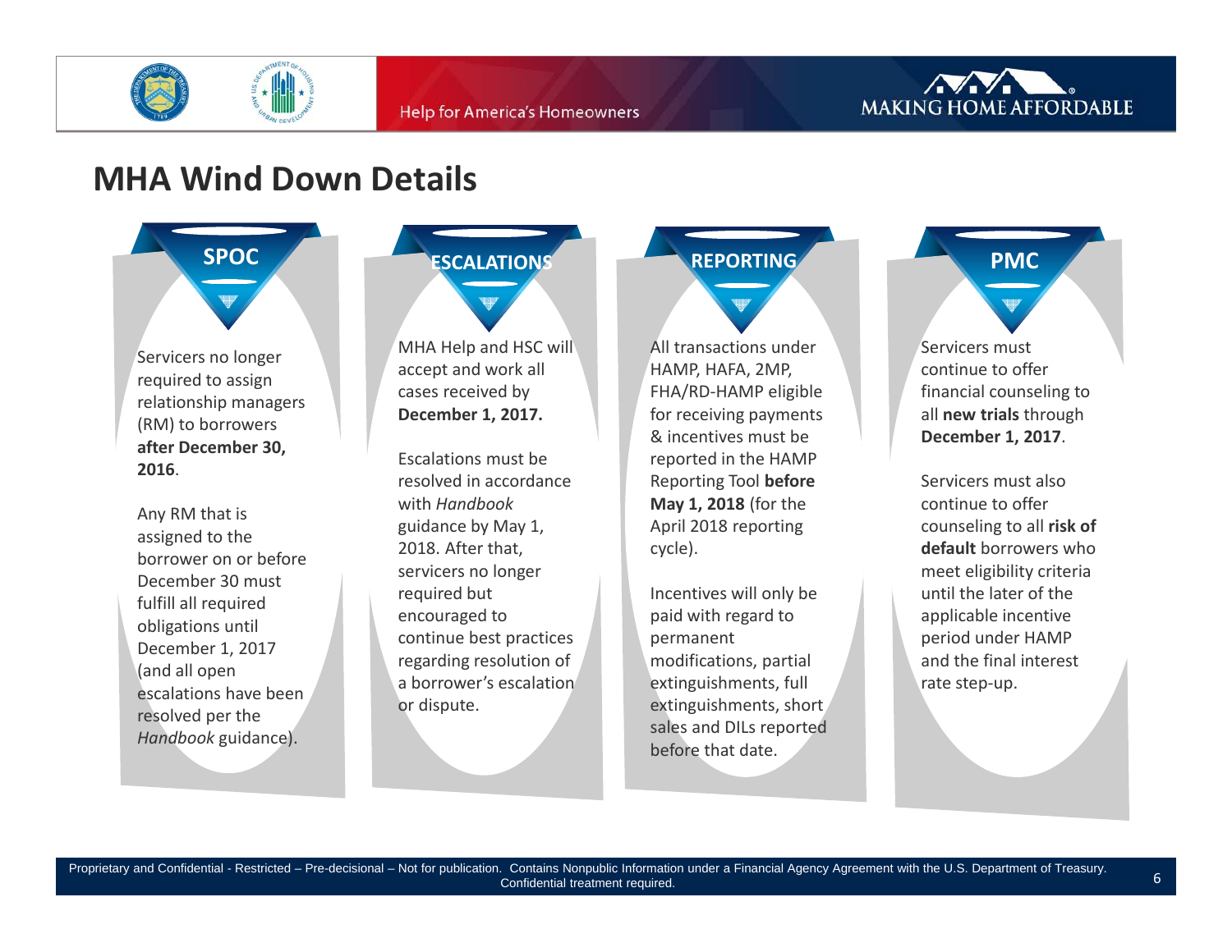# MHA Wind Down Details

## SPOC

Servicers no longer required to assign relationship managers (RM) to borrowers **after December 30, 2016**.

Any RM that is assigned to the borrower on or before December 30 must fulfill all required obligations until December 1, 2017 (and all open escalations have been resolved per the *Handbook* guidance).

## ESCALATIONS

MHA Help and HSC will accept and work all cases received by **December 1, 2017.**

Escalations must be resolved in accordance with *Handbook* guidance by May 1, 2018. After that, servicers no longer required but encouraged to continue best practices regarding resolution of a borrower's escalation or dispute.

## REPORTING

All transactions under HAMP, HAFA, 2MP, FHA/RD-HAMP eligible for receiving payments & incentives must be reported in the HAMP Reporting Tool **before May 1, 2018** (for the April 2018 reporting cycle).

Incentives will only be paid with regard to permanent modifications, partial extinguishments, full extinguishments, short sales and DILs reported before that date.

## PMC

Servicers must continue to offer financial counseling to all **new trials** through **December 1, 2017**.

Servicers must also continue to offer counseling to all **risk of default** borrowers who meet eligibility criteria until the later of the applicable incentive period under HAMP and the final interest rate step-up.

Proprietary and Confidential - Restricted – Pre-decisional – Not for publication. Contains Nonpublic Information under a Financial Agency Agreement with the U.S. Department of Treasury. Confidential treatment required.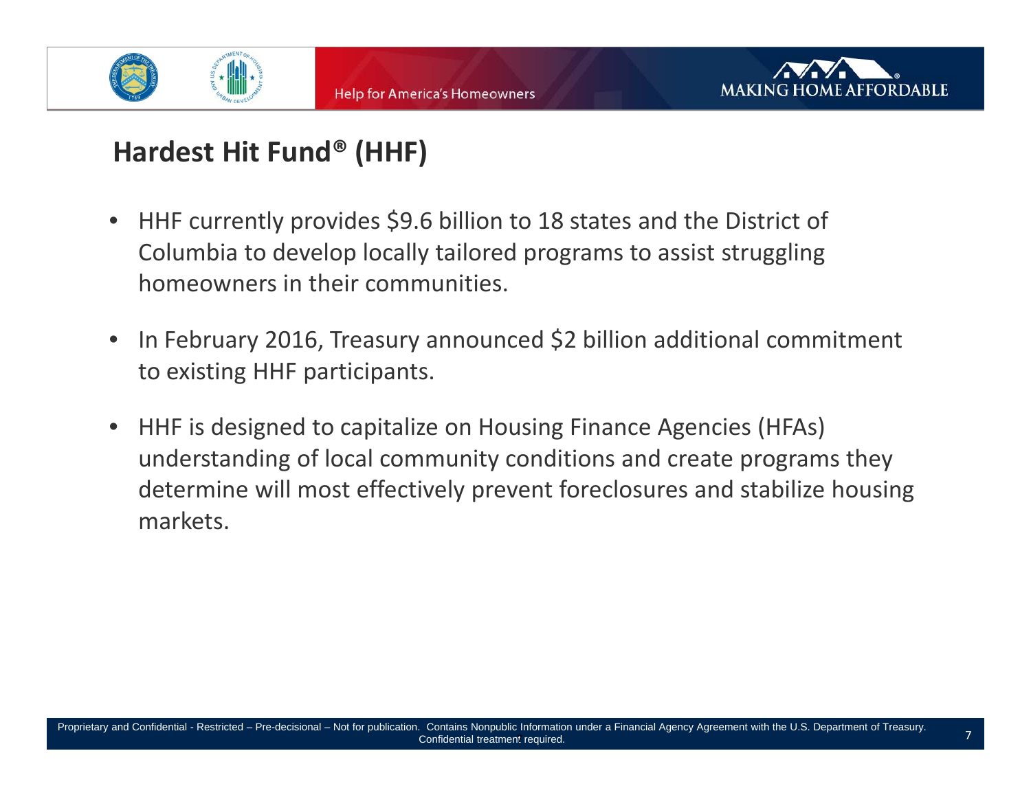## Hardest Hit Fund® (HHF)

- HHF currently provides $9.6 billion to 18 states and the District of Columbia to develop locally tailored programs to assist struggling homeowners in their communities.
- In February 2016, Treasury announced $2 billion additional commitment to existing HHF participants.
- HHF is designed to capitalize on Housing Finance Agencies (HFAs) understanding of local community conditions and create programs they determine will most effectively prevent foreclosures and stabilize housing markets.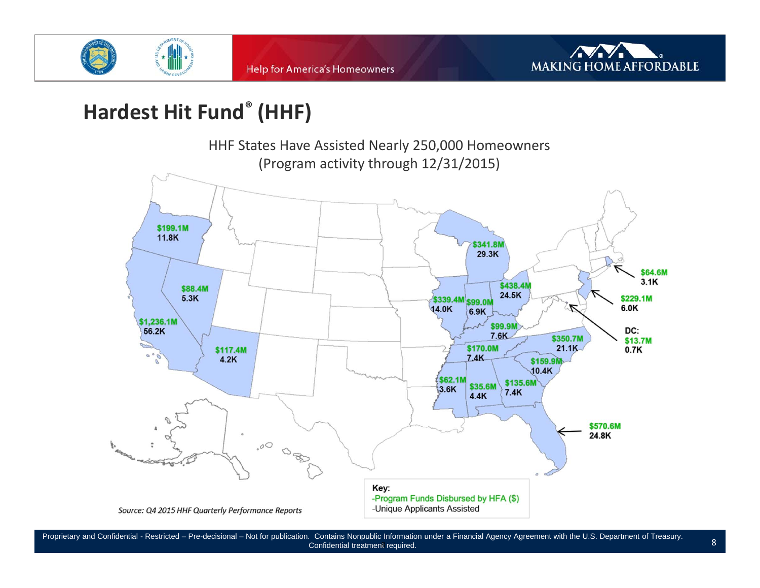# Hardest Hit Fund® (HHF)

HHF States Have Assisted Nearly 250,000 Homeowners
(Program activity through 12/31/2015)

| State | Program Funds Disbursed by HFA ($) | Unique Applicants Assisted |
|---|---|---|
| Oregon | $199.1M | 11.8K |
| Nevada | $88.4M | 5.3K |
| California | $1,236.1M | 56.2K |
| Arizona | $117.4M | 4.2K |
| Michigan | $341.8M | 29.3K |
| Illinois | $339.4M | 14.0K |
| Indiana | $99.0M | 6.9K |
| Ohio | $438.4M | 24.5K |
| Kentucky | $99.9M | 7.6K |
| Tennessee | $170.0M | 7.4K |
| North Carolina | $350.7M | 21.1K |
| South Carolina | $159.9M | 10.4K |
| Mississippi | $62.1M | 3.6K |
| Alabama | $35.6M | 4.4K |
| Georgia | $135.6M | 7.4K |
| Florida | $570.6M | 24.8K |
| Rhode Island | $64.6M | 3.1K |
| New Jersey | $229.1M | 6.0K |
| DC | $13.7M | 0.7K |

Key:
- Program Funds Disbursed by HFA ($)
- Unique Applicants Assisted

*Source: Q4 2015 HHF Quarterly Performance Reports*

Proprietary and Confidential - Restricted – Pre-decisional – Not for publication. Contains Nonpublic Information under a Financial Agency Agreement with the U.S. Department of Treasury. Confidential treatment required.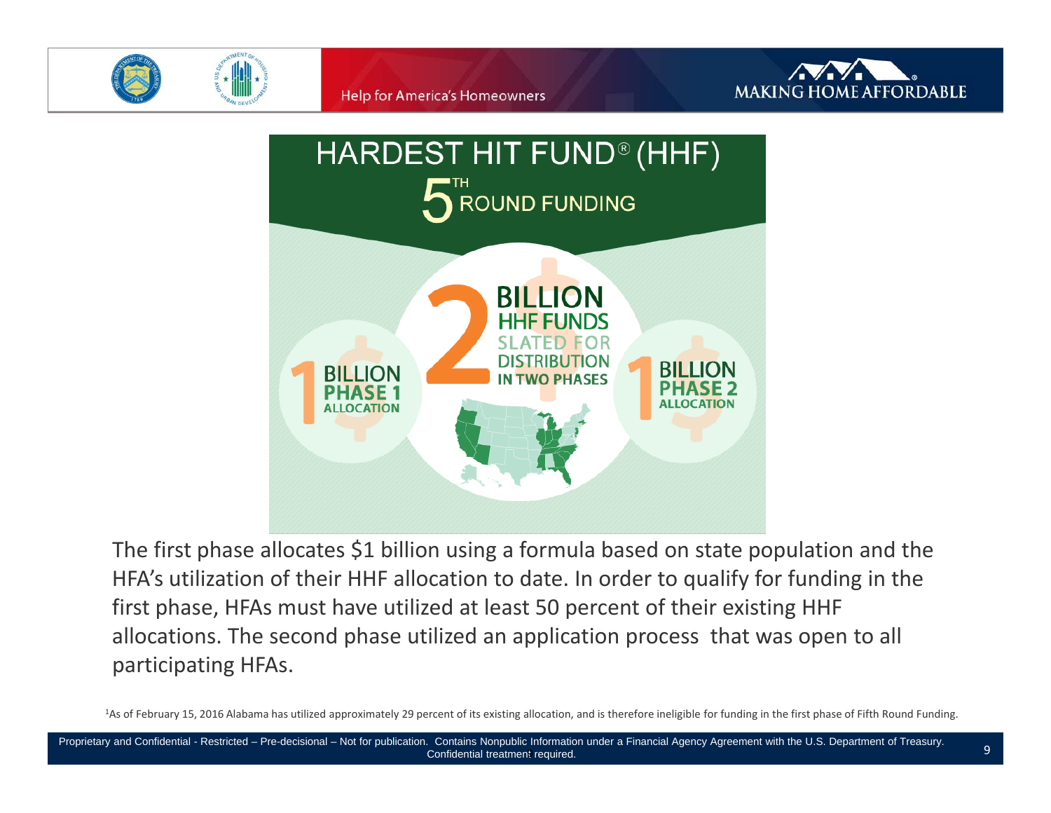# HARDEST HIT FUND® (HHF)

## 5TH ROUND FUNDING

**1 BILLION PHASE 1 ALLOCATION**

**2 BILLION HHF FUNDS SLATED FOR DISTRIBUTION IN TWO PHASES**

**1 BILLION PHASE 2 ALLOCATION**

The first phase allocates $1 billion using a formula based on state population and the HFA's utilization of their HHF allocation to date. In order to qualify for funding in the first phase, HFAs must have utilized at least 50 percent of their existing HHF allocations. The second phase utilized an application process that was open to all participating HFAs.

[1]As of February 15, 2016 Alabama has utilized approximately 29 percent of its existing allocation, and is therefore ineligible for funding in the first phase of Fifth Round Funding.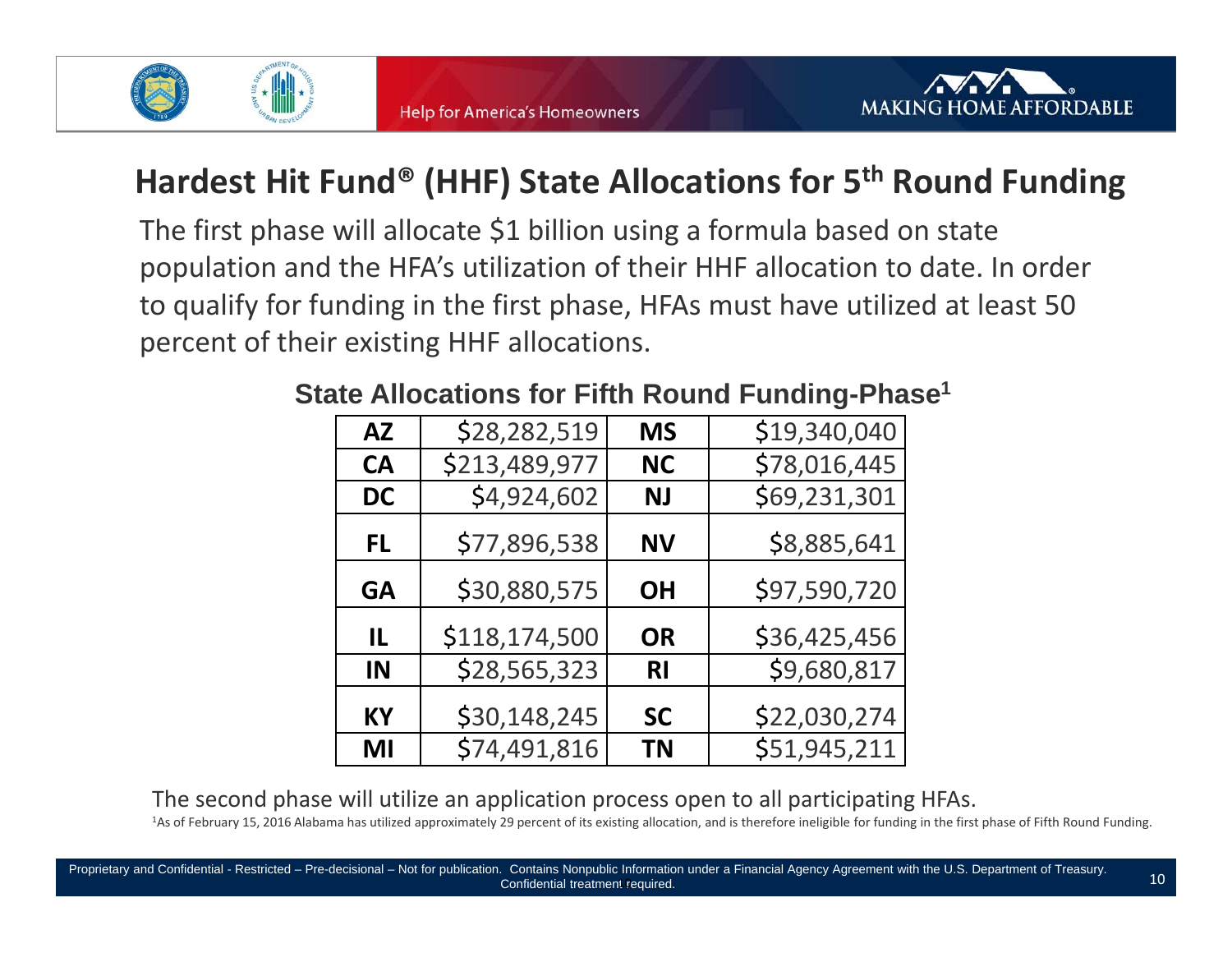## Hardest Hit Fund® (HHF) State Allocations for 5th Round Funding

The first phase will allocate $1 billion using a formula based on state population and the HFA's utilization of their HHF allocation to date. In order to qualify for funding in the first phase, HFAs must have utilized at least 50 percent of their existing HHF allocations.

**State Allocations for Fifth Round Funding-Phase[1]**

| AZ | $28,282,519 | MS | $19,340,040 |
|---|---|---|---|
| CA | $213,489,977 | NC | $78,016,445 |
| DC | $4,924,602 | NJ | $69,231,301 |
| FL | $77,896,538 | NV | $8,885,641 |
| GA | $30,880,575 | OH | $97,590,720 |
| IL | $118,174,500 | OR | $36,425,456 |
| IN | $28,565,323 | RI | $9,680,817 |
| KY | $30,148,245 | SC | $22,030,274 |
| MI | $74,491,816 | TN | $51,945,211 |

The second phase will utilize an application process open to all participating HFAs.

[1]As of February 15, 2016 Alabama has utilized approximately 29 percent of its existing allocation, and is therefore ineligible for funding in the first phase of Fifth Round Funding.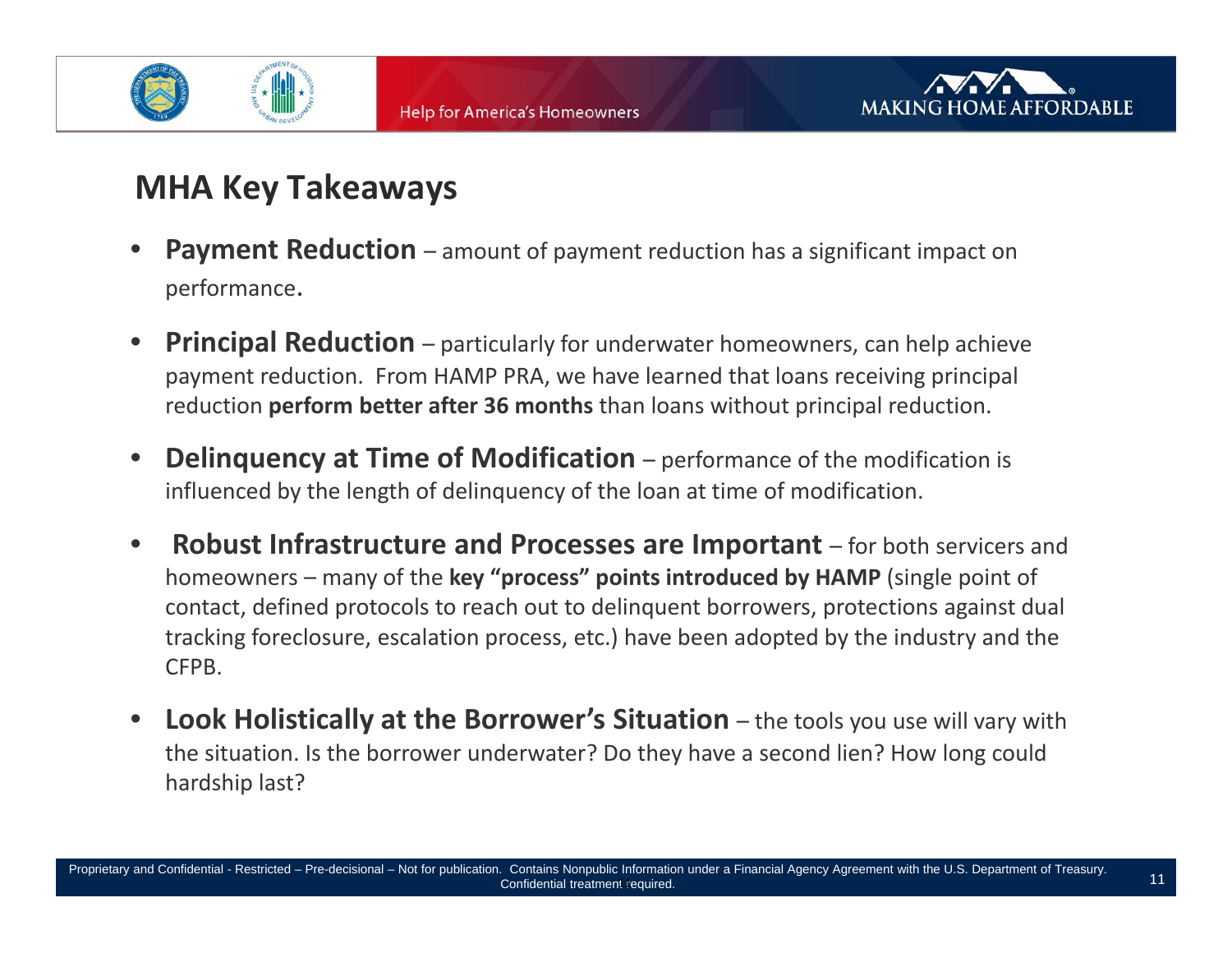## MHA Key Takeaways

- **Payment Reduction** – amount of payment reduction has a significant impact on performance.
- **Principal Reduction** – particularly for underwater homeowners, can help achieve payment reduction. From HAMP PRA, we have learned that loans receiving principal reduction **perform better after 36 months** than loans without principal reduction.
- **Delinquency at Time of Modification** – performance of the modification is influenced by the length of delinquency of the loan at time of modification.
- **Robust Infrastructure and Processes are Important** – for both servicers and homeowners – many of the **key "process" points introduced by HAMP** (single point of contact, defined protocols to reach out to delinquent borrowers, protections against dual tracking foreclosure, escalation process, etc.) have been adopted by the industry and the CFPB.
- **Look Holistically at the Borrower's Situation** – the tools you use will vary with the situation. Is the borrower underwater? Do they have a second lien? How long could hardship last?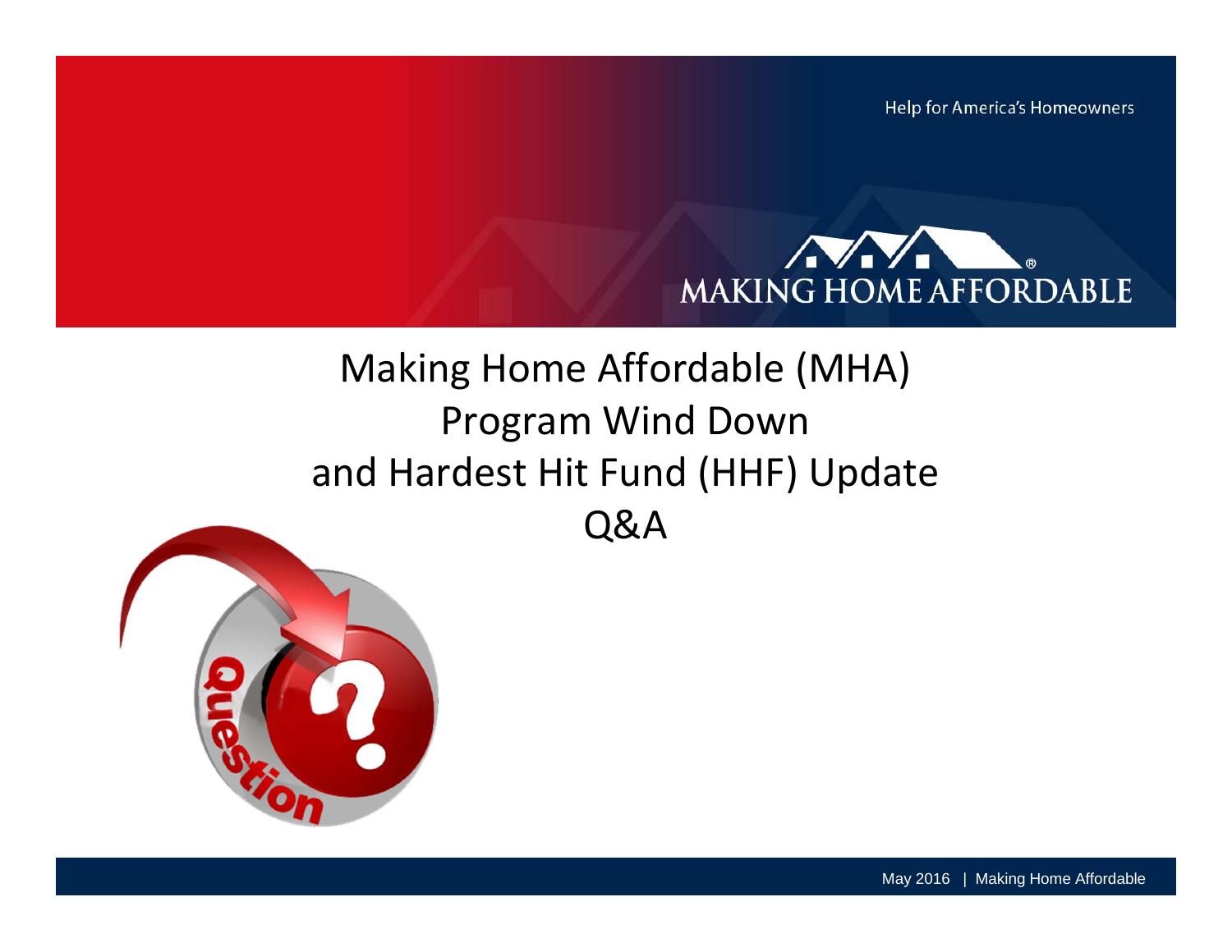# Making Home Affordable (MHA) Program Wind Down and Hardest Hit Fund (HHF) Update Q&A